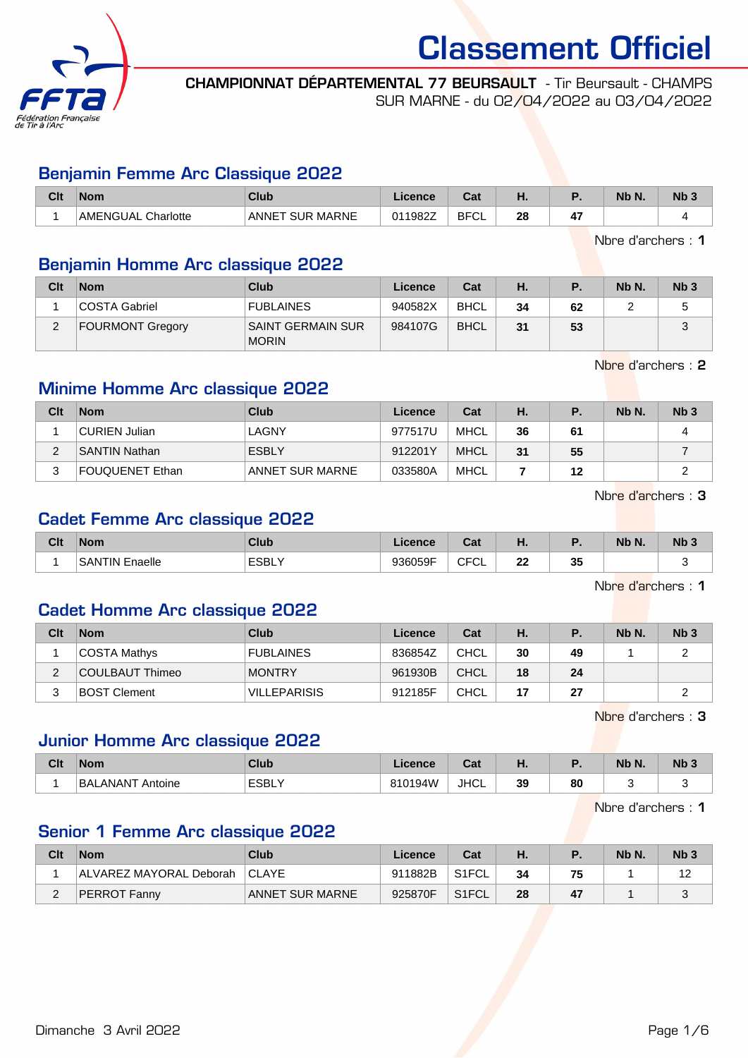# Classement Officiel

**CHAMPIONNAT DÉPARTEMENTAL 77 BEURSAULT** - Tir Beursault - CHAMPS SUR MARNE - du 02/04/2022 au 03/04/2022

## Benjamin Femme Arc Classique 2022

| Clt | Nom | Club | Licence | Cat | H. | P. | Nb N. | Nb 3 |
|---|---|---|---|---|---|---|---|---|
| 1 | AMENGUAL Charlotte | ANNET SUR MARNE | 011982Z | BFCL | 28 | 47 | | 4 |

Nbre d'archers : **1**

## Benjamin Homme Arc classique 2022

| Clt | Nom | Club | Licence | Cat | H. | P. | Nb N. | Nb 3 |
|---|---|---|---|---|---|---|---|---|
| 1 | COSTA Gabriel | FUBLAINES | 940582X | BHCL | 34 | 62 | 2 | 5 |
| 2 | FOURMONT Gregory | SAINT GERMAIN SUR MORIN | 984107G | BHCL | 31 | 53 | | 3 |

Nbre d'archers : **2**

## Minime Homme Arc classique 2022

| Clt | Nom | Club | Licence | Cat | H. | P. | Nb N. | Nb 3 |
|---|---|---|---|---|---|---|---|---|
| 1 | CURIEN Julian | LAGNY | 977517U | MHCL | 36 | 61 | | 4 |
| 2 | SANTIN Nathan | ESBLY | 912201Y | MHCL | 31 | 55 | | 7 |
| 3 | FOUQUENET Ethan | ANNET SUR MARNE | 033580A | MHCL | 7 | 12 | | 2 |

Nbre d'archers : **3**

## Cadet Femme Arc classique 2022

| Clt | Nom | Club | Licence | Cat | H. | P. | Nb N. | Nb 3 |
|---|---|---|---|---|---|---|---|---|
| 1 | SANTIN Enaelle | ESBLY | 936059F | CFCL | 22 | 35 | | 3 |

Nbre d'archers : **1**

## Cadet Homme Arc classique 2022

| Clt | Nom | Club | Licence | Cat | H. | P. | Nb N. | Nb 3 |
|---|---|---|---|---|---|---|---|---|
| 1 | COSTA Mathys | FUBLAINES | 836854Z | CHCL | 30 | 49 | 1 | 2 |
| 2 | COULBAUT Thimeo | MONTRY | 961930B | CHCL | 18 | 24 | | |
| 3 | BOST Clement | VILLEPARISIS | 912185F | CHCL | 17 | 27 | | 2 |

Nbre d'archers : **3**

## Junior Homme Arc classique 2022

| Clt | Nom | Club | Licence | Cat | H. | P. | Nb N. | Nb 3 |
|---|---|---|---|---|---|---|---|---|
| 1 | BALANANT Antoine | ESBLY | 810194W | JHCL | 39 | 80 | 3 | 3 |

Nbre d'archers : **1**

## Senior 1 Femme Arc classique 2022

| Clt | Nom | Club | Licence | Cat | H. | P. | Nb N. | Nb 3 |
|---|---|---|---|---|---|---|---|---|
| 1 | ALVAREZ MAYORAL Deborah | CLAYE | 911882B | S1FCL | 34 | 75 | 1 | 12 |
| 2 | PERROT Fanny | ANNET SUR MARNE | 925870F | S1FCL | 28 | 47 | 1 | 3 |

Dimanche 3 Avril 2022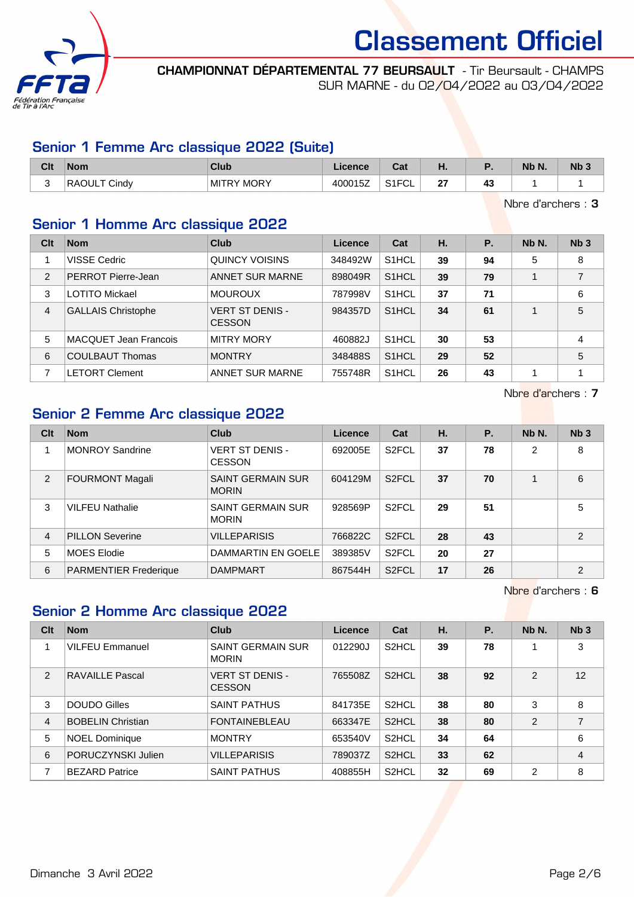# Classement Officiel

**CHAMPIONNAT DÉPARTEMENTAL 77 BEURSAULT** - Tir Beursault - CHAMPS SUR MARNE - du 02/04/2022 au 03/04/2022

## Senior 1 Femme Arc classique 2022 (Suite)

| Clt | Nom | Club | Licence | Cat | H. | P. | Nb N. | Nb 3 |
|---|---|---|---|---|---|---|---|---|
| 3 | RAOULT Cindy | MITRY MORY | 400015Z | S1FCL | 27 | 43 | 1 | 1 |

Nbre d'archers : **3**

## Senior 1 Homme Arc classique 2022

| Clt | Nom | Club | Licence | Cat | H. | P. | Nb N. | Nb 3 |
|---|---|---|---|---|---|---|---|---|
| 1 | VISSE Cedric | QUINCY VOISINS | 348492W | S1HCL | 39 | 94 | 5 | 8 |
| 2 | PERROT Pierre-Jean | ANNET SUR MARNE | 898049R | S1HCL | 39 | 79 | 1 | 7 |
| 3 | LOTITO Mickael | MOUROUX | 787998V | S1HCL | 37 | 71 | | 6 |
| 4 | GALLAIS Christophe | VERT ST DENIS - CESSON | 984357D | S1HCL | 34 | 61 | 1 | 5 |
| 5 | MACQUET Jean Francois | MITRY MORY | 460882J | S1HCL | 30 | 53 | | 4 |
| 6 | COULBAUT Thomas | MONTRY | 348488S | S1HCL | 29 | 52 | | 5 |
| 7 | LETORT Clement | ANNET SUR MARNE | 755748R | S1HCL | 26 | 43 | 1 | 1 |

Nbre d'archers : **7**

## Senior 2 Femme Arc classique 2022

| Clt | Nom | Club | Licence | Cat | H. | P. | Nb N. | Nb 3 |
|---|---|---|---|---|---|---|---|---|
| 1 | MONROY Sandrine | VERT ST DENIS - CESSON | 692005E | S2FCL | 37 | 78 | 2 | 8 |
| 2 | FOURMONT Magali | SAINT GERMAIN SUR MORIN | 604129M | S2FCL | 37 | 70 | 1 | 6 |
| 3 | VILFEU Nathalie | SAINT GERMAIN SUR MORIN | 928569P | S2FCL | 29 | 51 | | 5 |
| 4 | PILLON Severine | VILLEPARISIS | 766822C | S2FCL | 28 | 43 | | 2 |
| 5 | MOES Elodie | DAMMARTIN EN GOELE | 389385V | S2FCL | 20 | 27 | | |
| 6 | PARMENTIER Frederique | DAMPMART | 867544H | S2FCL | 17 | 26 | | 2 |

Nbre d'archers : **6**

## Senior 2 Homme Arc classique 2022

| Clt | Nom | Club | Licence | Cat | H. | P. | Nb N. | Nb 3 |
|---|---|---|---|---|---|---|---|---|
| 1 | VILFEU Emmanuel | SAINT GERMAIN SUR MORIN | 012290J | S2HCL | 39 | 78 | 1 | 3 |
| 2 | RAVAILLE Pascal | VERT ST DENIS - CESSON | 765508Z | S2HCL | 38 | 92 | 2 | 12 |
| 3 | DOUDO Gilles | SAINT PATHUS | 841735E | S2HCL | 38 | 80 | 3 | 8 |
| 4 | BOBELIN Christian | FONTAINEBLEAU | 663347E | S2HCL | 38 | 80 | 2 | 7 |
| 5 | NOEL Dominique | MONTRY | 653540V | S2HCL | 34 | 64 | | 6 |
| 6 | PORUCZYNSKI Julien | VILLEPARISIS | 789037Z | S2HCL | 33 | 62 | | 4 |
| 7 | BEZARD Patrice | SAINT PATHUS | 408855H | S2HCL | 32 | 69 | 2 | 8 |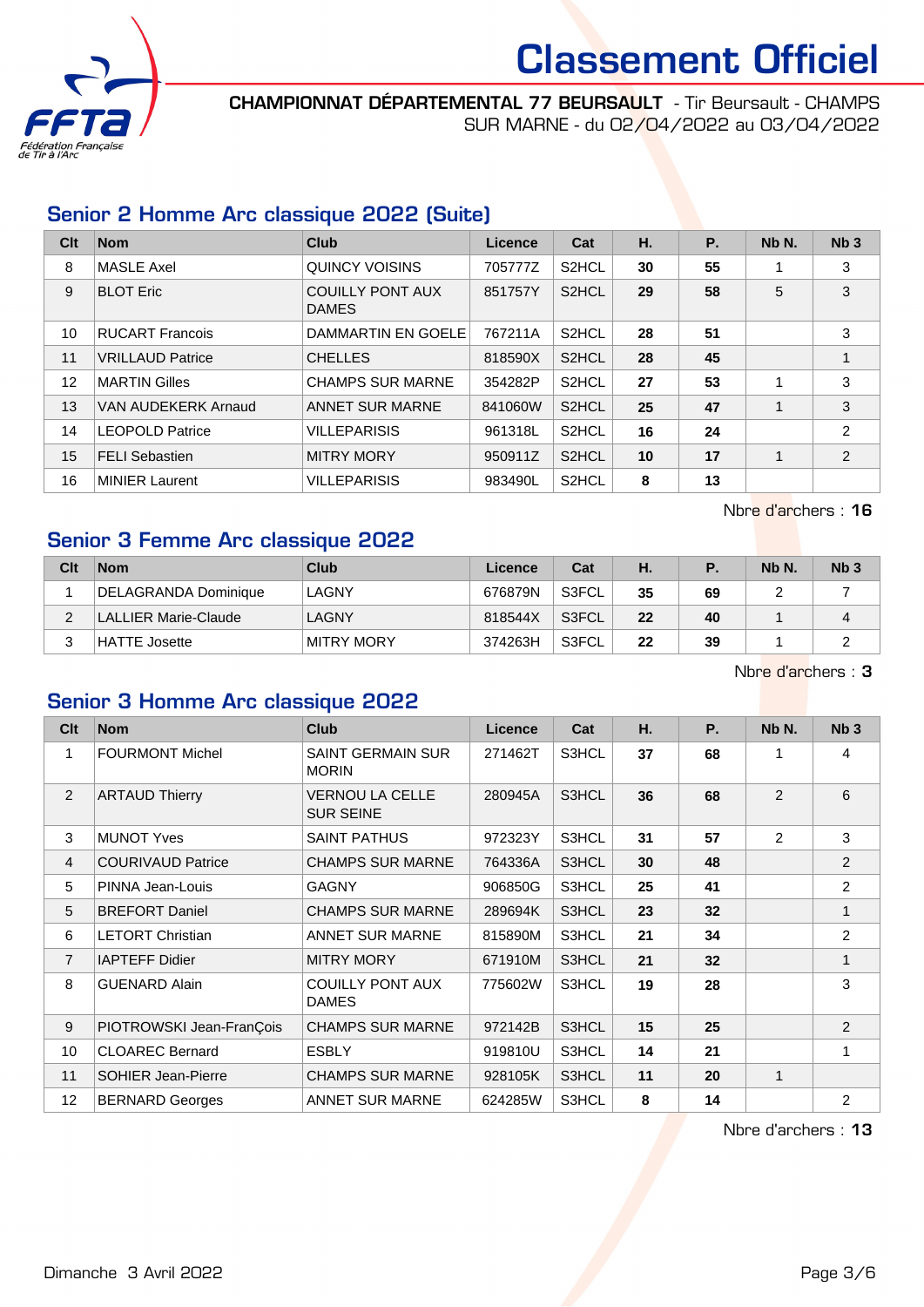# Classement Officiel

**CHAMPIONNAT DÉPARTEMENTAL 77 BEURSAULT** - Tir Beursault - CHAMPS SUR MARNE - du 02/04/2022 au 03/04/2022

## Senior 2 Homme Arc classique 2022 (Suite)

| Clt | Nom | Club | Licence | Cat | H. | P. | Nb N. | Nb 3 |
|---|---|---|---|---|---|---|---|---|
| 8 | MASLE Axel | QUINCY VOISINS | 705777Z | S2HCL | **30** | **55** | 1 | 3 |
| 9 | BLOT Eric | COUILLY PONT AUX DAMES | 851757Y | S2HCL | **29** | **58** | 5 | 3 |
| 10 | RUCART Francois | DAMMARTIN EN GOELE | 767211A | S2HCL | **28** | **51** | | 3 |
| 11 | VRILLAUD Patrice | CHELLES | 818590X | S2HCL | **28** | **45** | | 1 |
| 12 | MARTIN Gilles | CHAMPS SUR MARNE | 354282P | S2HCL | **27** | **53** | 1 | 3 |
| 13 | VAN AUDEKERK Arnaud | ANNET SUR MARNE | 841060W | S2HCL | **25** | **47** | 1 | 3 |
| 14 | LEOPOLD Patrice | VILLEPARISIS | 961318L | S2HCL | **16** | **24** | | 2 |
| 15 | FELI Sebastien | MITRY MORY | 950911Z | S2HCL | **10** | **17** | 1 | 2 |
| 16 | MINIER Laurent | VILLEPARISIS | 983490L | S2HCL | **8** | **13** | | |

Nbre d'archers : **16**

## Senior 3 Femme Arc classique 2022

| Clt | Nom | Club | Licence | Cat | H. | P. | Nb N. | Nb 3 |
|---|---|---|---|---|---|---|---|---|
| 1 | DELAGRANDA Dominique | LAGNY | 676879N | S3FCL | **35** | **69** | 2 | 7 |
| 2 | LALLIER Marie-Claude | LAGNY | 818544X | S3FCL | **22** | **40** | 1 | 4 |
| 3 | HATTE Josette | MITRY MORY | 374263H | S3FCL | **22** | **39** | 1 | 2 |

Nbre d'archers : **3**

## Senior 3 Homme Arc classique 2022

| Clt | Nom | Club | Licence | Cat | H. | P. | Nb N. | Nb 3 |
|---|---|---|---|---|---|---|---|---|
| 1 | FOURMONT Michel | SAINT GERMAIN SUR MORIN | 271462T | S3HCL | **37** | **68** | 1 | 4 |
| 2 | ARTAUD Thierry | VERNOU LA CELLE SUR SEINE | 280945A | S3HCL | **36** | **68** | 2 | 6 |
| 3 | MUNOT Yves | SAINT PATHUS | 972323Y | S3HCL | **31** | **57** | 2 | 3 |
| 4 | COURIVAUD Patrice | CHAMPS SUR MARNE | 764336A | S3HCL | **30** | **48** | | 2 |
| 5 | PINNA Jean-Louis | GAGNY | 906850G | S3HCL | **25** | **41** | | 2 |
| 5 | BREFORT Daniel | CHAMPS SUR MARNE | 289694K | S3HCL | **23** | **32** | | 1 |
| 6 | LETORT Christian | ANNET SUR MARNE | 815890M | S3HCL | **21** | **34** | | 2 |
| 7 | IAPTEFF Didier | MITRY MORY | 671910M | S3HCL | **21** | **32** | | 1 |
| 8 | GUENARD Alain | COUILLY PONT AUX DAMES | 775602W | S3HCL | **19** | **28** | | 3 |
| 9 | PIOTROWSKI Jean-FranÇois | CHAMPS SUR MARNE | 972142B | S3HCL | **15** | **25** | | 2 |
| 10 | CLOAREC Bernard | ESBLY | 919810U | S3HCL | **14** | **21** | | 1 |
| 11 | SOHIER Jean-Pierre | CHAMPS SUR MARNE | 928105K | S3HCL | **11** | **20** | 1 | |
| 12 | BERNARD Georges | ANNET SUR MARNE | 624285W | S3HCL | **8** | **14** | | 2 |

Nbre d'archers : **13**

Dimanche 3 Avril 2022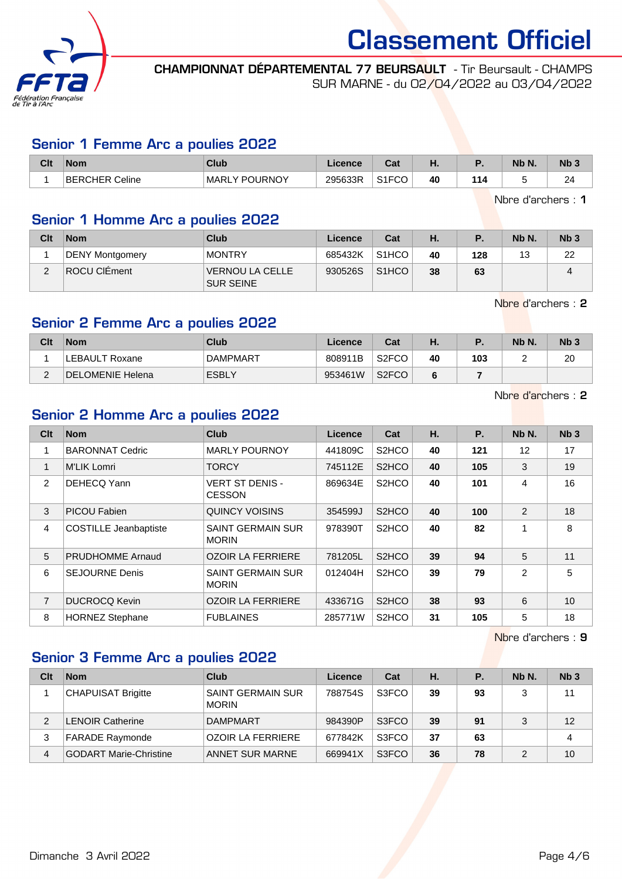# Classement Officiel

**CHAMPIONNAT DÉPARTEMENTAL 77 BEURSAULT** - Tir Beursault - CHAMPS SUR MARNE - du 02/04/2022 au 03/04/2022

## Senior 1 Femme Arc a poulies 2022

| Clt | Nom | Club | Licence | Cat | H. | P. | Nb N. | Nb 3 |
|---|---|---|---|---|---|---|---|---|
| 1 | BERCHER Celine | MARLY POURNOY | 295633R | S1FCO | **40** | **114** | 5 | 24 |

Nbre d'archers : **1**

## Senior 1 Homme Arc a poulies 2022

| Clt | Nom | Club | Licence | Cat | H. | P. | Nb N. | Nb 3 |
|---|---|---|---|---|---|---|---|---|
| 1 | DENY Montgomery | MONTRY | 685432K | S1HCO | **40** | **128** | 13 | 22 |
| 2 | ROCU ClÉment | VERNOU LA CELLE SUR SEINE | 930526S | S1HCO | **38** | **63** | | 4 |

Nbre d'archers : **2**

## Senior 2 Femme Arc a poulies 2022

| Clt | Nom | Club | Licence | Cat | H. | P. | Nb N. | Nb 3 |
|---|---|---|---|---|---|---|---|---|
| 1 | LEBAULT Roxane | DAMPMART | 808911B | S2FCO | **40** | **103** | 2 | 20 |
| 2 | DELOMENIE Helena | ESBLY | 953461W | S2FCO | **6** | **7** | | |

Nbre d'archers : **2**

## Senior 2 Homme Arc a poulies 2022

| Clt | Nom | Club | Licence | Cat | H. | P. | Nb N. | Nb 3 |
|---|---|---|---|---|---|---|---|---|
| 1 | BARONNAT Cedric | MARLY POURNOY | 441809C | S2HCO | **40** | **121** | 12 | 17 |
| 1 | M'LIK Lomri | TORCY | 745112E | S2HCO | **40** | **105** | 3 | 19 |
| 2 | DEHECQ Yann | VERT ST DENIS - CESSON | 869634E | S2HCO | **40** | **101** | 4 | 16 |
| 3 | PICOU Fabien | QUINCY VOISINS | 354599J | S2HCO | **40** | **100** | 2 | 18 |
| 4 | COSTILLE Jeanbaptiste | SAINT GERMAIN SUR MORIN | 978390T | S2HCO | **40** | **82** | 1 | 8 |
| 5 | PRUDHOMME Arnaud | OZOIR LA FERRIERE | 781205L | S2HCO | **39** | **94** | 5 | 11 |
| 6 | SEJOURNE Denis | SAINT GERMAIN SUR MORIN | 012404H | S2HCO | **39** | **79** | 2 | 5 |
| 7 | DUCROCQ Kevin | OZOIR LA FERRIERE | 433671G | S2HCO | **38** | **93** | 6 | 10 |
| 8 | HORNEZ Stephane | FUBLAINES | 285771W | S2HCO | **31** | **105** | 5 | 18 |

Nbre d'archers : **9**

## Senior 3 Femme Arc a poulies 2022

| Clt | Nom | Club | Licence | Cat | H. | P. | Nb N. | Nb 3 |
|---|---|---|---|---|---|---|---|---|
| 1 | CHAPUISAT Brigitte | SAINT GERMAIN SUR MORIN | 788754S | S3FCO | **39** | **93** | 3 | 11 |
| 2 | LENOIR Catherine | DAMPMART | 984390P | S3FCO | **39** | **91** | 3 | 12 |
| 3 | FARADE Raymonde | OZOIR LA FERRIERE | 677842K | S3FCO | **37** | **63** | | 4 |
| 4 | GODART Marie-Christine | ANNET SUR MARNE | 669941X | S3FCO | **36** | **78** | 2 | 10 |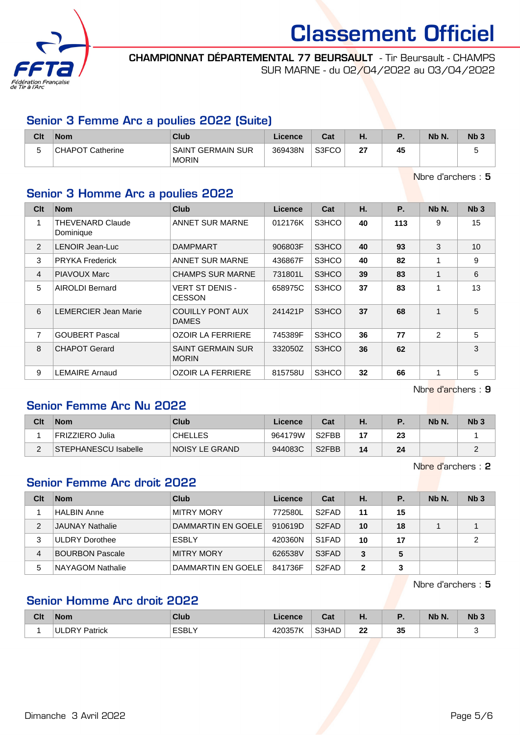# Classement Officiel

**CHAMPIONNAT DÉPARTEMENTAL 77 BEURSAULT** - Tir Beursault - CHAMPS SUR MARNE - du 02/04/2022 au 03/04/2022

## Senior 3 Femme Arc a poulies 2022 (Suite)

| Clt | Nom | Club | Licence | Cat | H. | P. | Nb N. | Nb 3 |
|---|---|---|---|---|---|---|---|---|
| 5 | CHAPOT Catherine | SAINT GERMAIN SUR MORIN | 369438N | S3FCO | **27** | **45** | | 5 |

Nbre d'archers : **5**

## Senior 3 Homme Arc a poulies 2022

| Clt | Nom | Club | Licence | Cat | H. | P. | Nb N. | Nb 3 |
|---|---|---|---|---|---|---|---|---|
| 1 | THEVENARD Claude Dominique | ANNET SUR MARNE | 012176K | S3HCO | **40** | **113** | 9 | 15 |
| 2 | LENOIR Jean-Luc | DAMPMART | 906803F | S3HCO | **40** | **93** | 3 | 10 |
| 3 | PRYKA Frederick | ANNET SUR MARNE | 436867F | S3HCO | **40** | **82** | 1 | 9 |
| 4 | PIAVOUX Marc | CHAMPS SUR MARNE | 731801L | S3HCO | **39** | **83** | 1 | 6 |
| 5 | AIROLDI Bernard | VERT ST DENIS - CESSON | 658975C | S3HCO | **37** | **83** | 1 | 13 |
| 6 | LEMERCIER Jean Marie | COUILLY PONT AUX DAMES | 241421P | S3HCO | **37** | **68** | 1 | 5 |
| 7 | GOUBERT Pascal | OZOIR LA FERRIERE | 745389F | S3HCO | **36** | **77** | 2 | 5 |
| 8 | CHAPOT Gerard | SAINT GERMAIN SUR MORIN | 332050Z | S3HCO | **36** | **62** | | 3 |
| 9 | LEMAIRE Arnaud | OZOIR LA FERRIERE | 815758U | S3HCO | **32** | **66** | 1 | 5 |

Nbre d'archers : **9**

## Senior Femme Arc Nu 2022

| Clt | Nom | Club | Licence | Cat | H. | P. | Nb N. | Nb 3 |
|---|---|---|---|---|---|---|---|---|
| 1 | FRIZZIERO Julia | CHELLES | 964179W | S2FBB | **17** | **23** | | 1 |
| 2 | STEPHANESCU Isabelle | NOISY LE GRAND | 944083C | S2FBB | **14** | **24** | | 2 |

Nbre d'archers : **2**

## Senior Femme Arc droit 2022

| Clt | Nom | Club | Licence | Cat | H. | P. | Nb N. | Nb 3 |
|---|---|---|---|---|---|---|---|---|
| 1 | HALBIN Anne | MITRY MORY | 772580L | S2FAD | **11** | **15** | | |
| 2 | JAUNAY Nathalie | DAMMARTIN EN GOELE | 910619D | S2FAD | **10** | **18** | 1 | 1 |
| 3 | ULDRY Dorothee | ESBLY | 420360N | S1FAD | **10** | **17** | | 2 |
| 4 | BOURBON Pascale | MITRY MORY | 626538V | S3FAD | **3** | **5** | | |
| 5 | NAYAGOM Nathalie | DAMMARTIN EN GOELE | 841736F | S2FAD | **2** | **3** | | |

Nbre d'archers : **5**

## Senior Homme Arc droit 2022

| Clt | Nom | Club | Licence | Cat | H. | P. | Nb N. | Nb 3 |
|---|---|---|---|---|---|---|---|---|
| 1 | ULDRY Patrick | ESBLY | 420357K | S3HAD | **22** | **35** | | 3 |

Dimanche 3 Avril 2022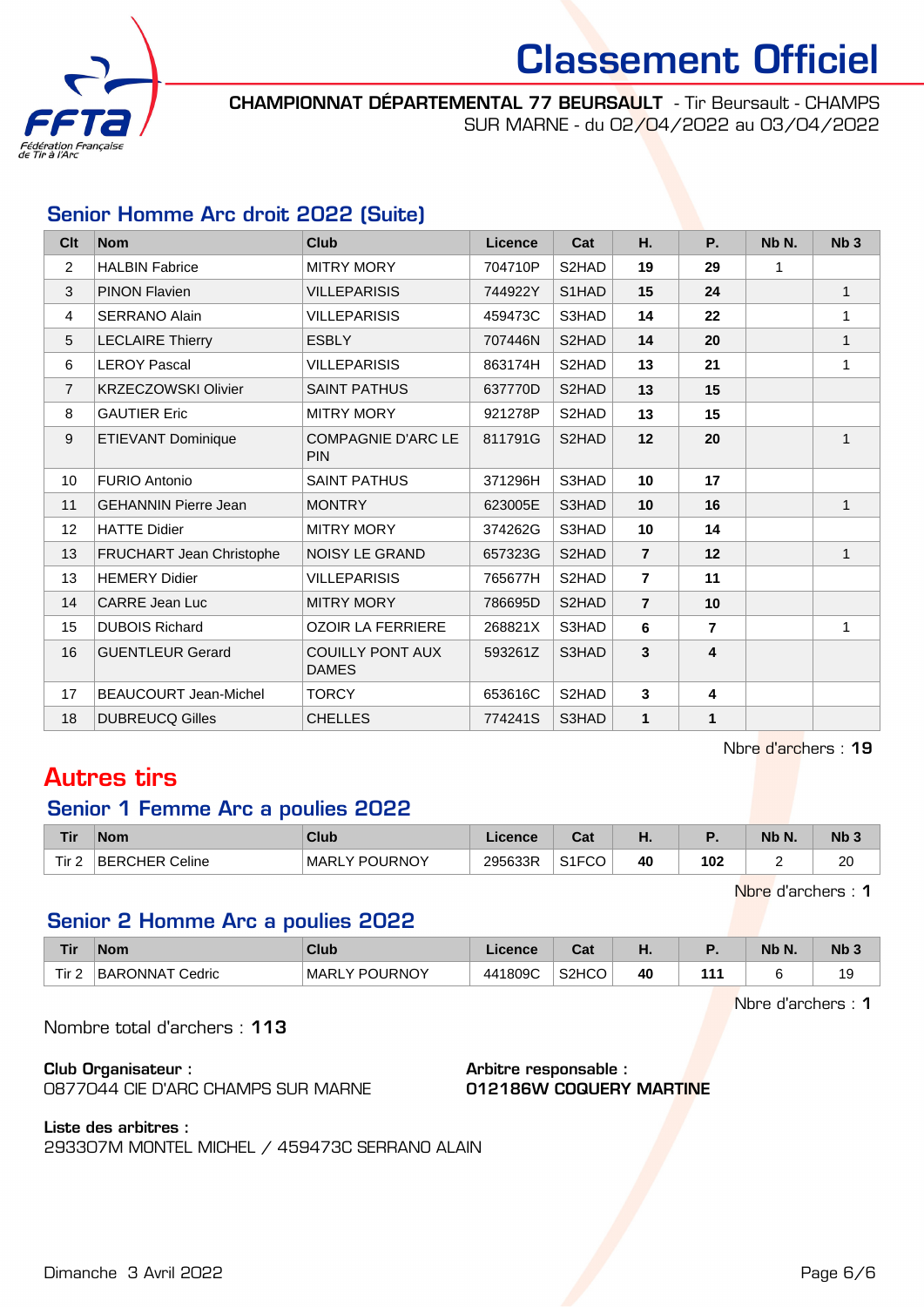# Classement Officiel

**CHAMPIONNAT DÉPARTEMENTAL 77 BEURSAULT** - Tir Beursault - CHAMPS SUR MARNE - du 02/04/2022 au 03/04/2022

## Senior Homme Arc droit 2022 (Suite)

| Clt | Nom | Club | Licence | Cat | H. | P. | Nb N. | Nb 3 |
|---|---|---|---|---|---|---|---|---|
| 2 | HALBIN Fabrice | MITRY MORY | 704710P | S2HAD | **19** | **29** | 1 | |
| 3 | PINON Flavien | VILLEPARISIS | 744922Y | S1HAD | **15** | **24** | | 1 |
| 4 | SERRANO Alain | VILLEPARISIS | 459473C | S3HAD | **14** | **22** | | 1 |
| 5 | LECLAIRE Thierry | ESBLY | 707446N | S2HAD | **14** | **20** | | 1 |
| 6 | LEROY Pascal | VILLEPARISIS | 863174H | S2HAD | **13** | **21** | | 1 |
| 7 | KRZECZOWSKI Olivier | SAINT PATHUS | 637770D | S2HAD | **13** | **15** | | |
| 8 | GAUTIER Eric | MITRY MORY | 921278P | S2HAD | **13** | **15** | | |
| 9 | ETIEVANT Dominique | COMPAGNIE D'ARC LE PIN | 811791G | S2HAD | **12** | **20** | | 1 |
| 10 | FURIO Antonio | SAINT PATHUS | 371296H | S3HAD | **10** | **17** | | |
| 11 | GEHANNIN Pierre Jean | MONTRY | 623005E | S3HAD | **10** | **16** | | 1 |
| 12 | HATTE Didier | MITRY MORY | 374262G | S3HAD | **10** | **14** | | |
| 13 | FRUCHART Jean Christophe | NOISY LE GRAND | 657323G | S2HAD | **7** | **12** | | 1 |
| 13 | HEMERY Didier | VILLEPARISIS | 765677H | S2HAD | **7** | **11** | | |
| 14 | CARRE Jean Luc | MITRY MORY | 786695D | S2HAD | **7** | **10** | | |
| 15 | DUBOIS Richard | OZOIR LA FERRIERE | 268821X | S3HAD | **6** | **7** | | 1 |
| 16 | GUENTLEUR Gerard | COUILLY PONT AUX DAMES | 593261Z | S3HAD | **3** | **4** | | |
| 17 | BEAUCOURT Jean-Michel | TORCY | 653616C | S2HAD | **3** | **4** | | |
| 18 | DUBREUCQ Gilles | CHELLES | 774241S | S3HAD | **1** | **1** | | |

Nbre d'archers : **19**

# Autres tirs

## Senior 1 Femme Arc a poulies 2022

| Tir | Nom | Club | Licence | Cat | H. | P. | Nb N. | Nb 3 |
|---|---|---|---|---|---|---|---|---|
| Tir 2 | BERCHER Celine | MARLY POURNOY | 295633R | S1FCO | **40** | **102** | 2 | 20 |

Nbre d'archers : **1**

## Senior 2 Homme Arc a poulies 2022

| Tir | Nom | Club | Licence | Cat | H. | P. | Nb N. | Nb 3 |
|---|---|---|---|---|---|---|---|---|
| Tir 2 | BARONNAT Cedric | MARLY POURNOY | 441809C | S2HCO | **40** | **111** | 6 | 19 |

Nbre d'archers : **1**

Nombre total d'archers : **113**

**Club Organisateur :**
0877044 CIE D'ARC CHAMPS SUR MARNE

**Arbitre responsable :**
**012186W COQUERY MARTINE**

**Liste des arbitres :**
293307M MONTEL MICHEL / 459473C SERRANO ALAIN

Dimanche 3 Avril 2022